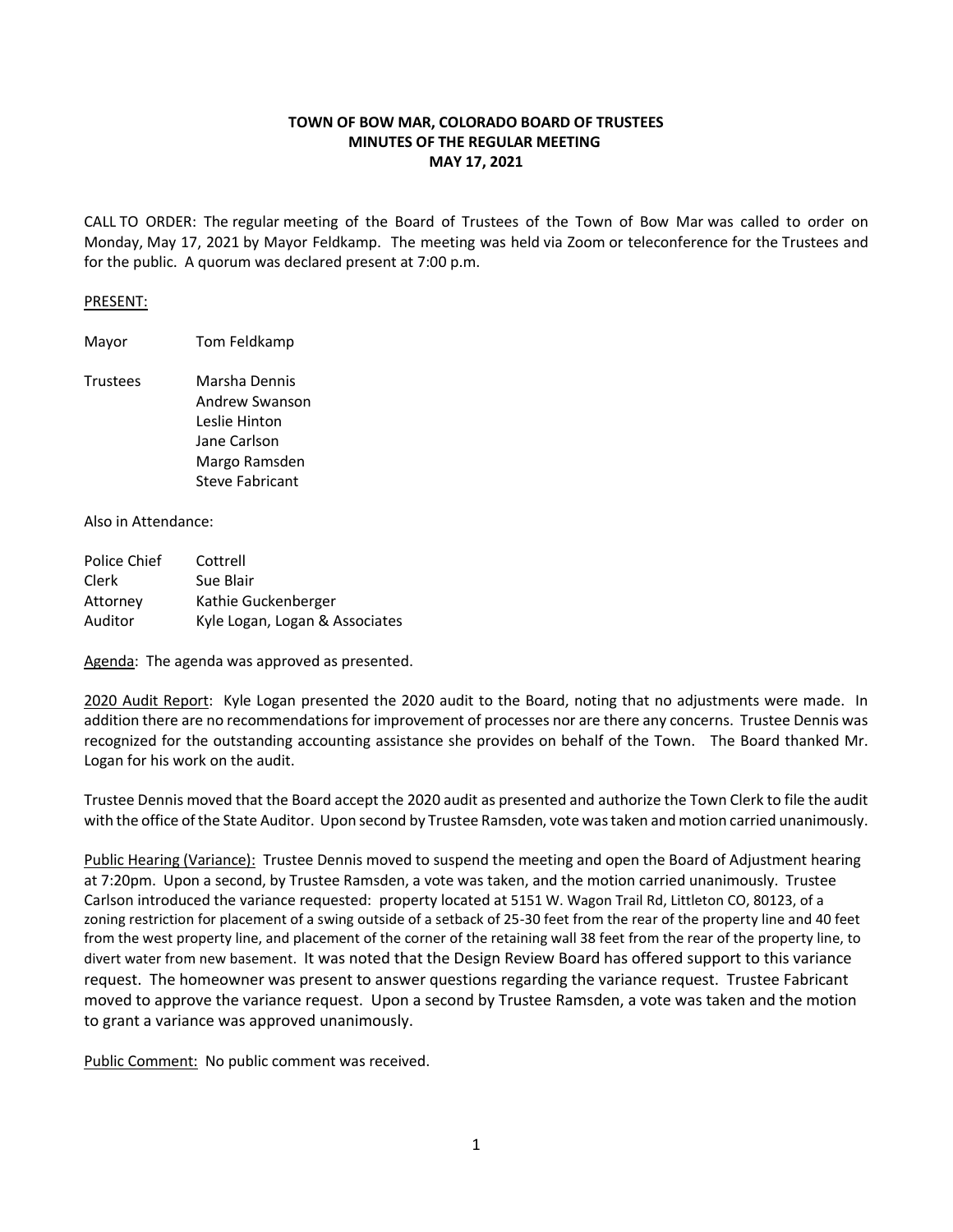**TOWN OF BOW MAR, COLORADO BOARD OF TRUSTEES**
**MINUTES OF THE REGULAR MEETING**
**MAY 17, 2021**

CALL TO ORDER: The regular meeting of the Board of Trustees of the Town of Bow Mar was called to order on Monday, May 17, 2021 by Mayor Feldkamp. The meeting was held via Zoom or teleconference for the Trustees and for the public. A quorum was declared present at 7:00 p.m.

PRESENT:

| | |
|---|---|
| Mayor | Tom Feldkamp |
| Trustees | Marsha Dennis |
| | Andrew Swanson |
| | Leslie Hinton |
| | Jane Carlson |
| | Margo Ramsden |
| | Steve Fabricant |

Also in Attendance:

| | |
|---|---|
| Police Chief | Cottrell |
| Clerk | Sue Blair |
| Attorney | Kathie Guckenberger |
| Auditor | Kyle Logan, Logan & Associates |

Agenda: The agenda was approved as presented.

2020 Audit Report: Kyle Logan presented the 2020 audit to the Board, noting that no adjustments were made. In addition there are no recommendations for improvement of processes nor are there any concerns. Trustee Dennis was recognized for the outstanding accounting assistance she provides on behalf of the Town. The Board thanked Mr. Logan for his work on the audit.

Trustee Dennis moved that the Board accept the 2020 audit as presented and authorize the Town Clerk to file the audit with the office of the State Auditor. Upon second by Trustee Ramsden, vote was taken and motion carried unanimously.

Public Hearing (Variance): Trustee Dennis moved to suspend the meeting and open the Board of Adjustment hearing at 7:20pm. Upon a second, by Trustee Ramsden, a vote was taken, and the motion carried unanimously. Trustee Carlson introduced the variance requested: property located at 5151 W. Wagon Trail Rd, Littleton CO, 80123, of a zoning restriction for placement of a swing outside of a setback of 25-30 feet from the rear of the property line and 40 feet from the west property line, and placement of the corner of the retaining wall 38 feet from the rear of the property line, to divert water from new basement. It was noted that the Design Review Board has offered support to this variance request. The homeowner was present to answer questions regarding the variance request. Trustee Fabricant moved to approve the variance request. Upon a second by Trustee Ramsden, a vote was taken and the motion to grant a variance was approved unanimously.

Public Comment: No public comment was received.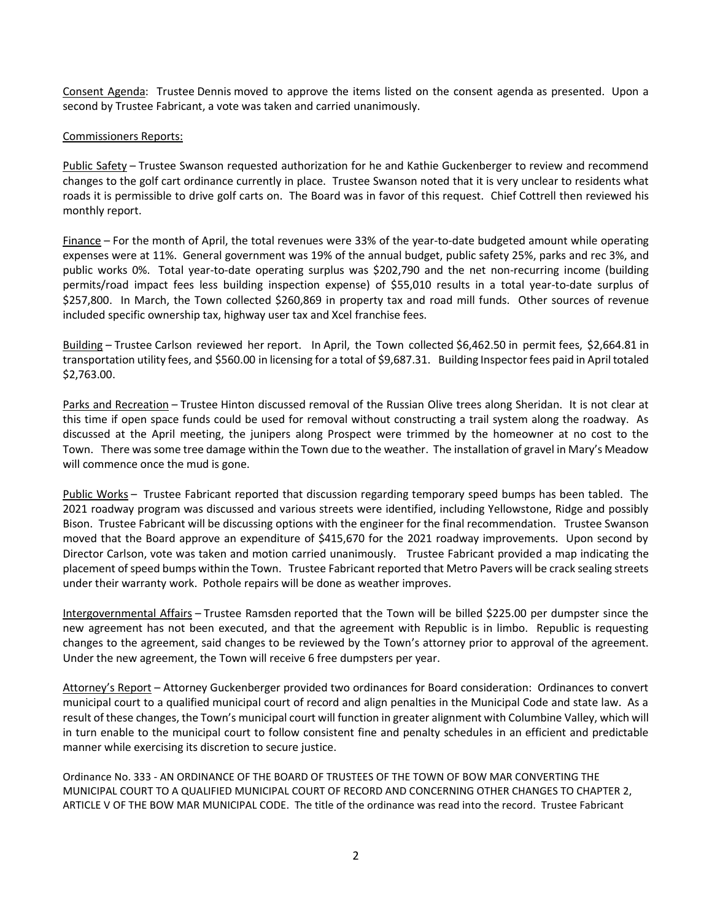Consent Agenda: Trustee Dennis moved to approve the items listed on the consent agenda as presented. Upon a second by Trustee Fabricant, a vote was taken and carried unanimously.

Commissioners Reports:

Public Safety – Trustee Swanson requested authorization for he and Kathie Guckenberger to review and recommend changes to the golf cart ordinance currently in place. Trustee Swanson noted that it is very unclear to residents what roads it is permissible to drive golf carts on. The Board was in favor of this request. Chief Cottrell then reviewed his monthly report.

Finance – For the month of April, the total revenues were 33% of the year-to-date budgeted amount while operating expenses were at 11%. General government was 19% of the annual budget, public safety 25%, parks and rec 3%, and public works 0%. Total year-to-date operating surplus was $202,790 and the net non-recurring income (building permits/road impact fees less building inspection expense) of $55,010 results in a total year-to-date surplus of $257,800. In March, the Town collected $260,869 in property tax and road mill funds. Other sources of revenue included specific ownership tax, highway user tax and Xcel franchise fees.

Building – Trustee Carlson reviewed her report. In April, the Town collected $6,462.50 in permit fees, $2,664.81 in transportation utility fees, and $560.00 in licensing for a total of $9,687.31. Building Inspector fees paid in April totaled $2,763.00.

Parks and Recreation – Trustee Hinton discussed removal of the Russian Olive trees along Sheridan. It is not clear at this time if open space funds could be used for removal without constructing a trail system along the roadway. As discussed at the April meeting, the junipers along Prospect were trimmed by the homeowner at no cost to the Town. There was some tree damage within the Town due to the weather. The installation of gravel in Mary's Meadow will commence once the mud is gone.

Public Works – Trustee Fabricant reported that discussion regarding temporary speed bumps has been tabled. The 2021 roadway program was discussed and various streets were identified, including Yellowstone, Ridge and possibly Bison. Trustee Fabricant will be discussing options with the engineer for the final recommendation. Trustee Swanson moved that the Board approve an expenditure of $415,670 for the 2021 roadway improvements. Upon second by Director Carlson, vote was taken and motion carried unanimously. Trustee Fabricant provided a map indicating the placement of speed bumps within the Town. Trustee Fabricant reported that Metro Pavers will be crack sealing streets under their warranty work. Pothole repairs will be done as weather improves.

Intergovernmental Affairs – Trustee Ramsden reported that the Town will be billed $225.00 per dumpster since the new agreement has not been executed, and that the agreement with Republic is in limbo. Republic is requesting changes to the agreement, said changes to be reviewed by the Town's attorney prior to approval of the agreement. Under the new agreement, the Town will receive 6 free dumpsters per year.

Attorney's Report – Attorney Guckenberger provided two ordinances for Board consideration: Ordinances to convert municipal court to a qualified municipal court of record and align penalties in the Municipal Code and state law. As a result of these changes, the Town's municipal court will function in greater alignment with Columbine Valley, which will in turn enable to the municipal court to follow consistent fine and penalty schedules in an efficient and predictable manner while exercising its discretion to secure justice.

Ordinance No. 333 - AN ORDINANCE OF THE BOARD OF TRUSTEES OF THE TOWN OF BOW MAR CONVERTING THE MUNICIPAL COURT TO A QUALIFIED MUNICIPAL COURT OF RECORD AND CONCERNING OTHER CHANGES TO CHAPTER 2, ARTICLE V OF THE BOW MAR MUNICIPAL CODE. The title of the ordinance was read into the record. Trustee Fabricant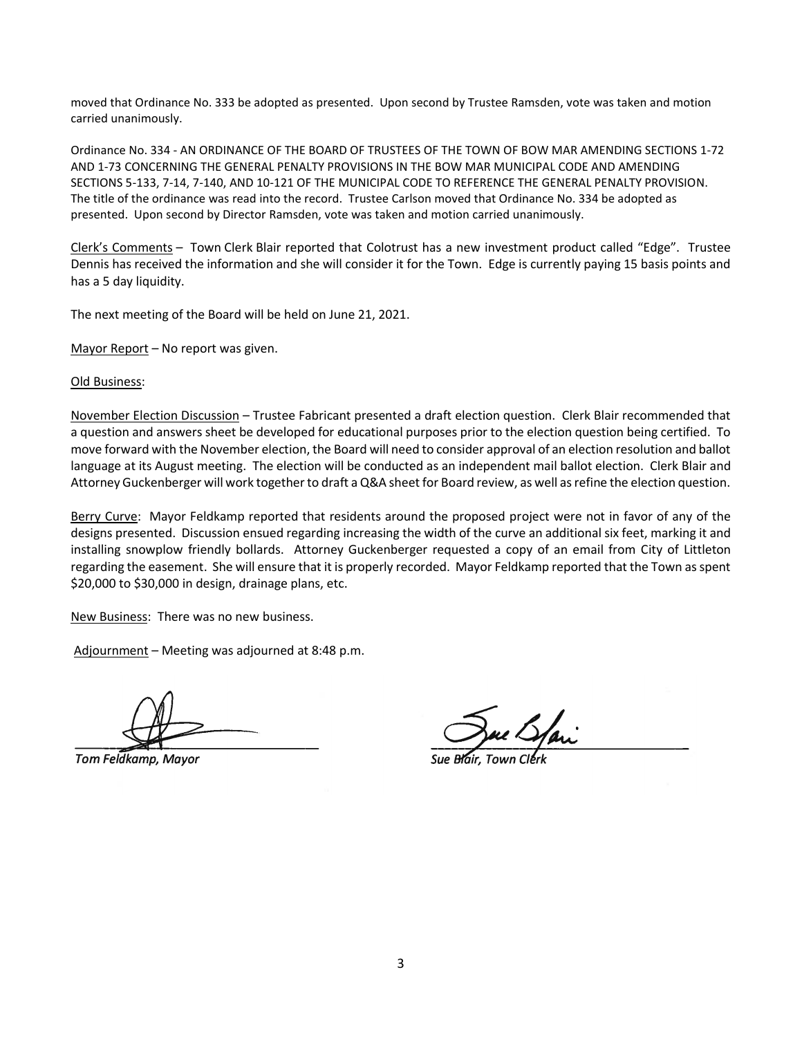moved that Ordinance No. 333 be adopted as presented. Upon second by Trustee Ramsden, vote was taken and motion carried unanimously.

Ordinance No. 334 - AN ORDINANCE OF THE BOARD OF TRUSTEES OF THE TOWN OF BOW MAR AMENDING SECTIONS 1-72 AND 1-73 CONCERNING THE GENERAL PENALTY PROVISIONS IN THE BOW MAR MUNICIPAL CODE AND AMENDING SECTIONS 5-133, 7-14, 7-140, AND 10-121 OF THE MUNICIPAL CODE TO REFERENCE THE GENERAL PENALTY PROVISION. The title of the ordinance was read into the record. Trustee Carlson moved that Ordinance No. 334 be adopted as presented. Upon second by Director Ramsden, vote was taken and motion carried unanimously.

Clerk's Comments – Town Clerk Blair reported that Colotrust has a new investment product called "Edge". Trustee Dennis has received the information and she will consider it for the Town. Edge is currently paying 15 basis points and has a 5 day liquidity.

The next meeting of the Board will be held on June 21, 2021.

Mayor Report – No report was given.

Old Business:

November Election Discussion – Trustee Fabricant presented a draft election question. Clerk Blair recommended that a question and answers sheet be developed for educational purposes prior to the election question being certified. To move forward with the November election, the Board will need to consider approval of an election resolution and ballot language at its August meeting. The election will be conducted as an independent mail ballot election. Clerk Blair and Attorney Guckenberger will work together to draft a Q&A sheet for Board review, as well as refine the election question.

Berry Curve: Mayor Feldkamp reported that residents around the proposed project were not in favor of any of the designs presented. Discussion ensued regarding increasing the width of the curve an additional six feet, marking it and installing snowplow friendly bollards. Attorney Guckenberger requested a copy of an email from City of Littleton regarding the easement. She will ensure that it is properly recorded. Mayor Feldkamp reported that the Town as spent $20,000 to $30,000 in design, drainage plans, etc.

New Business: There was no new business.

Adjournment – Meeting was adjourned at 8:48 p.m.

_Tom Feldkamp, Mayor_

_Sue Blair, Town Clerk_